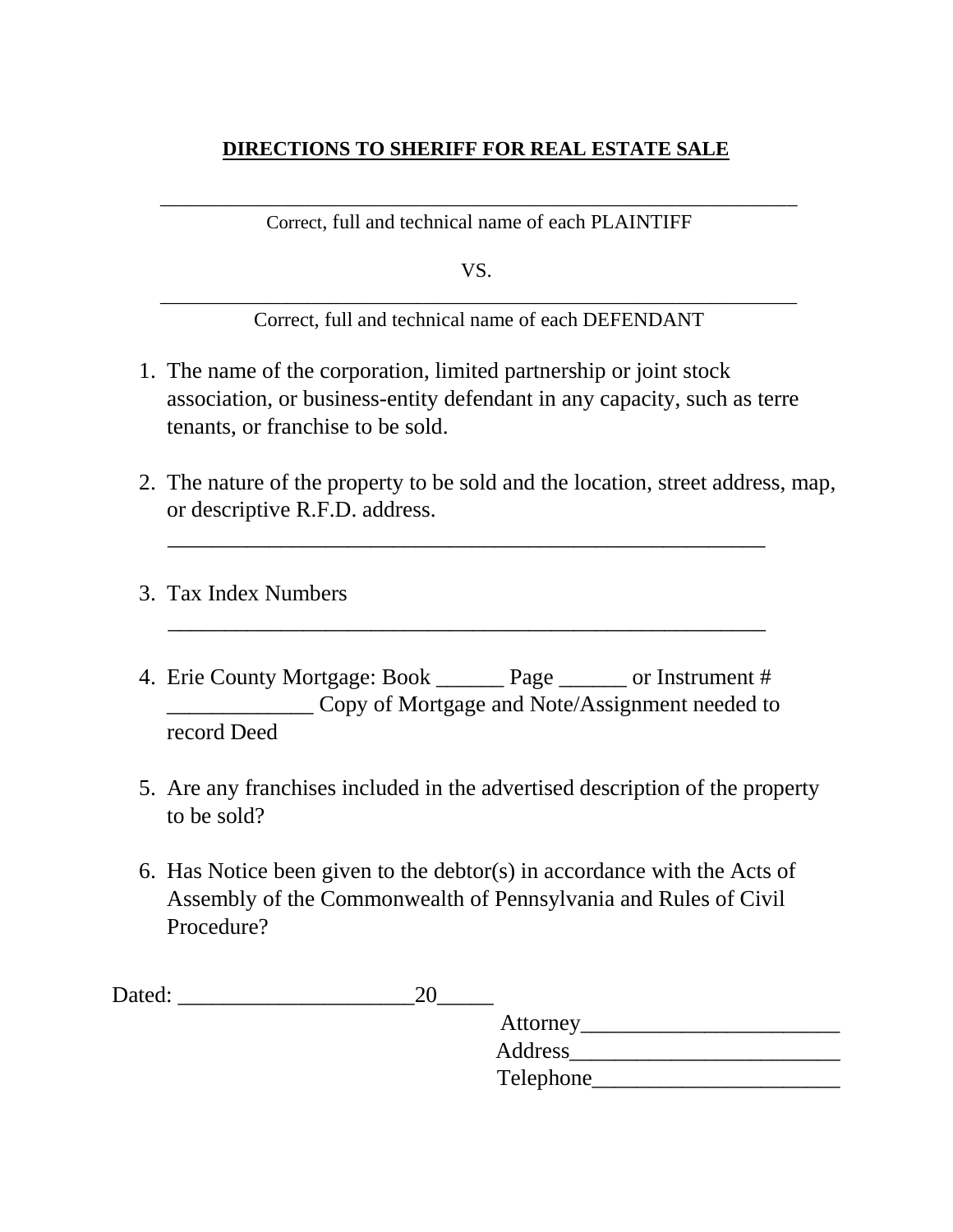# DIRECTIONS TO SHERIFF FOR REAL ESTATE SALE

______________________________________________________________

Correct, full and technical name of each PLAINTIFF

VS.

______________________________________________________________

Correct, full and technical name of each DEFENDANT

1. The name of the corporation, limited partnership or joint stock association, or business-entity defendant in any capacity, such as terre tenants, or franchise to be sold.

2. The nature of the property to be sold and the location, street address, map, or descriptive R.F.D. address.

   __________________________________________________________

3. Tax Index Numbers

   __________________________________________________________

4. Erie County Mortgage: Book ______ Page ______ or Instrument # _____________ Copy of Mortgage and Note/Assignment needed to record Deed

5. Are any franchises included in the advertised description of the property to be sold?

6. Has Notice been given to the debtor(s) in accordance with the Acts of Assembly of the Commonwealth of Pennsylvania and Rules of Civil Procedure?

Dated: _____________________20_____

Attorney_______________________

Address________________________

Telephone______________________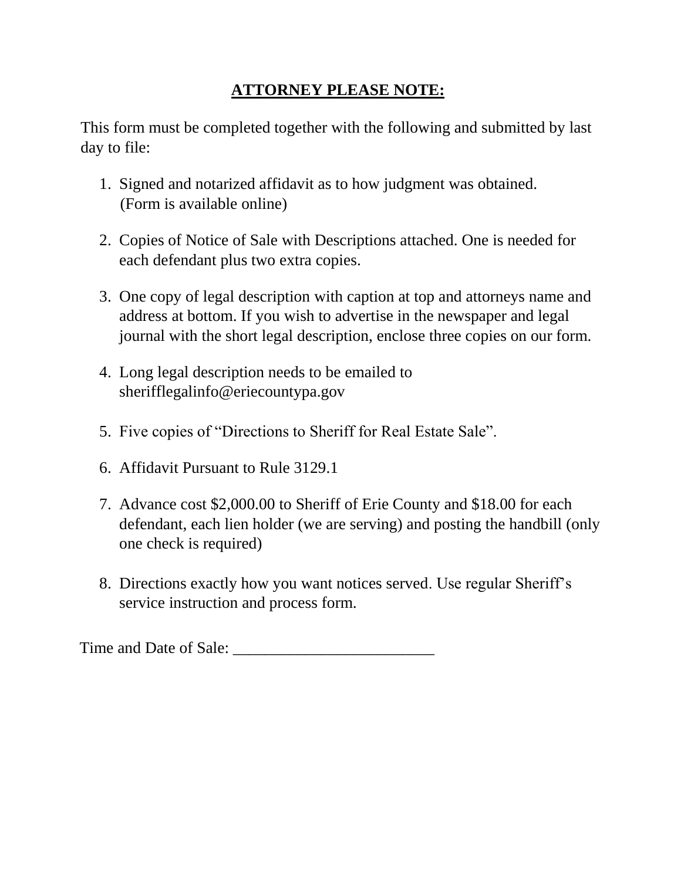# <u>**ATTORNEY PLEASE NOTE:**</u>

This form must be completed together with the following and submitted by last day to file:

1. Signed and notarized affidavit as to how judgment was obtained. (Form is available online)

2. Copies of Notice of Sale with Descriptions attached. One is needed for each defendant plus two extra copies.

3. One copy of legal description with caption at top and attorneys name and address at bottom. If you wish to advertise in the newspaper and legal journal with the short legal description, enclose three copies on our form.

4. Long legal description needs to be emailed to sherifflegalinfo@eriecountypa.gov

5. Five copies of "Directions to Sheriff for Real Estate Sale".

6. Affidavit Pursuant to Rule 3129.1

7. Advance cost $2,000.00 to Sheriff of Erie County and $18.00 for each defendant, each lien holder (we are serving) and posting the handbill (only one check is required)

8. Directions exactly how you want notices served. Use regular Sheriff's service instruction and process form.

Time and Date of Sale: ________________________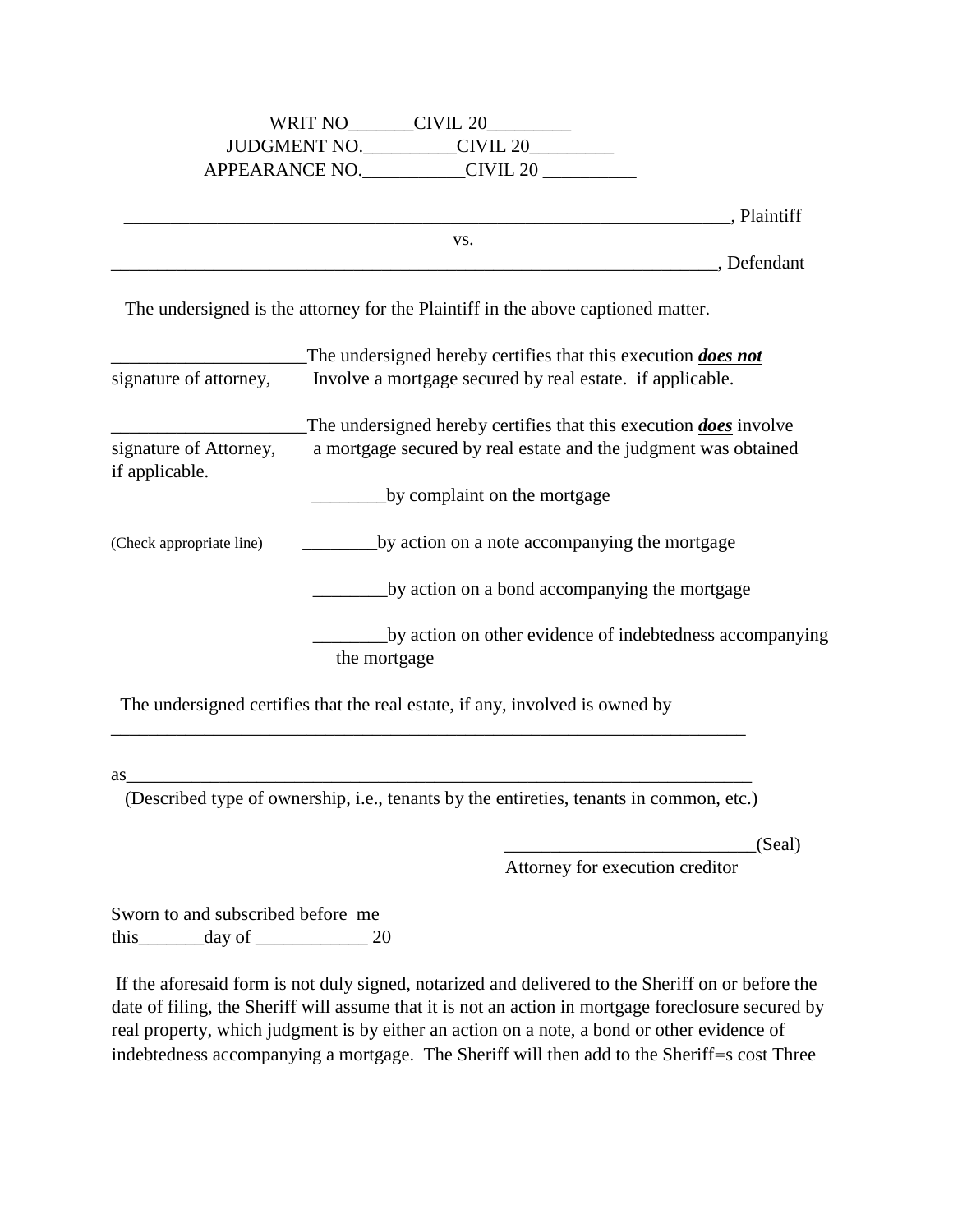WRIT NO_______CIVIL 20_________
JUDGMENT NO.__________CIVIL 20_________
APPEARANCE NO.___________CIVIL 20 __________

___________________________________________________________________, Plaintiff

vs.

___________________________________________________________________, Defendant

The undersigned is the attorney for the Plaintiff in the above captioned matter.

_____________________ The undersigned hereby certifies that this execution ***does not***
signature of attorney, Involve a mortgage secured by real estate. if applicable.

_____________________ The undersigned hereby certifies that this execution ***does*** involve
signature of Attorney, if applicable. a mortgage secured by real estate and the judgment was obtained

________by complaint on the mortgage

(Check appropriate line) ________by action on a note accompanying the mortgage

________by action on a bond accompanying the mortgage

________by action on other evidence of indebtedness accompanying the mortgage

The undersigned certifies that the real estate, if any, involved is owned by

_______________________________________________________________________

as_____________________________________________________________________
(Described type of ownership, i.e., tenants by the entireties, tenants in common, etc.)

__________________________(Seal)
Attorney for execution creditor

Sworn to and subscribed before me
this_______day of ____________ 20

If the aforesaid form is not duly signed, notarized and delivered to the Sheriff on or before the date of filing, the Sheriff will assume that it is not an action in mortgage foreclosure secured by real property, which judgment is by either an action on a note, a bond or other evidence of indebtedness accompanying a mortgage. The Sheriff will then add to the Sheriff=s cost Three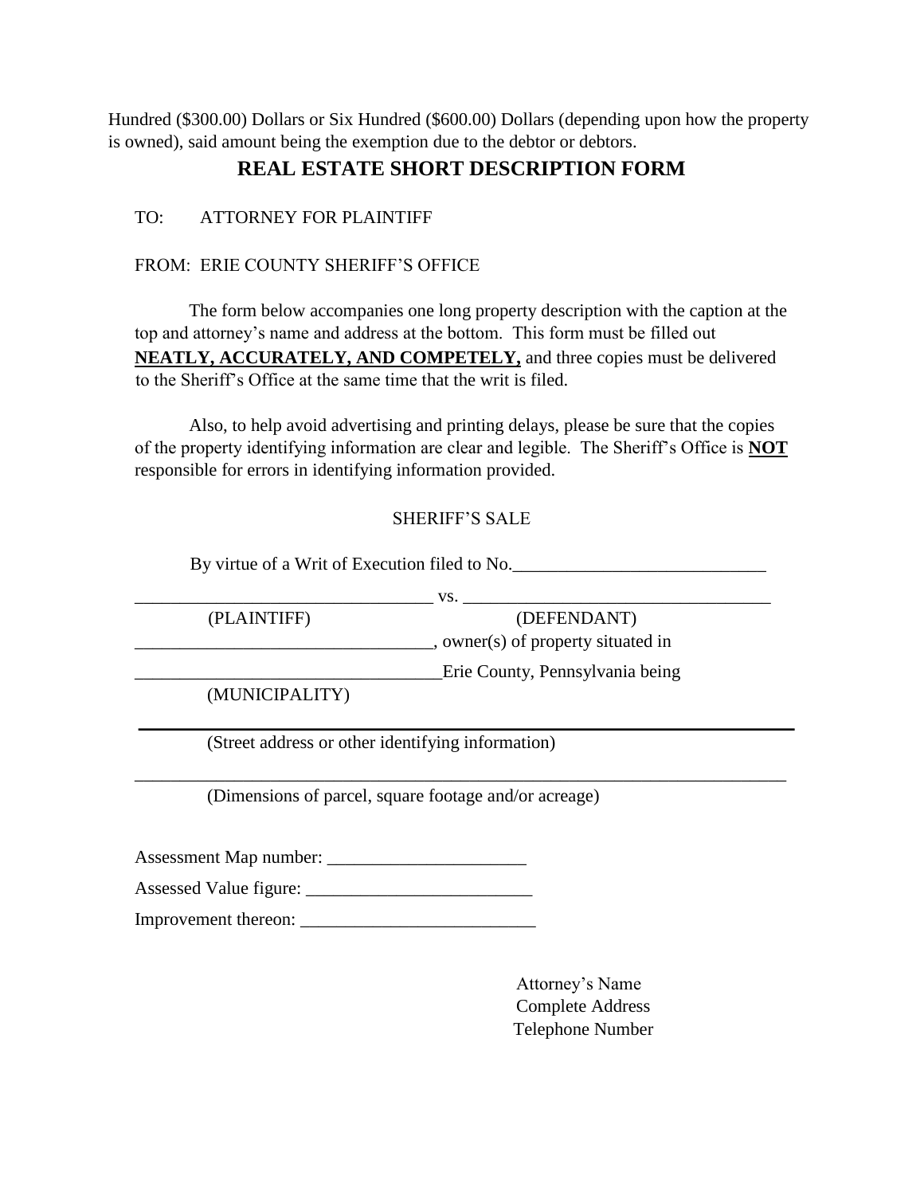Hundred ($300.00) Dollars or Six Hundred ($600.00) Dollars (depending upon how the property is owned), said amount being the exemption due to the debtor or debtors.

## REAL ESTATE SHORT DESCRIPTION FORM

TO: ATTORNEY FOR PLAINTIFF

FROM: ERIE COUNTY SHERIFF'S OFFICE

The form below accompanies one long property description with the caption at the top and attorney's name and address at the bottom. This form must be filled out **NEATLY, ACCURATELY, AND COMPETELY,** and three copies must be delivered to the Sheriff's Office at the same time that the writ is filed.

Also, to help avoid advertising and printing delays, please be sure that the copies of the property identifying information are clear and legible. The Sheriff's Office is **NOT** responsible for errors in identifying information provided.

SHERIFF'S SALE

By virtue of a Writ of Execution filed to No.____________________________

_________________________________ vs. __________________________________

(PLAINTIFF) (DEFENDANT)

_________________________________, owner(s) of property situated in

_________________________________Erie County, Pennsylvania being

(MUNICIPALITY)

___________________________________________________________________________

(Street address or other identifying information)

___________________________________________________________________________

(Dimensions of parcel, square footage and/or acreage)

Assessment Map number: ______________________

Assessed Value figure: _________________________

Improvement thereon: __________________________

Attorney's Name
Complete Address
Telephone Number